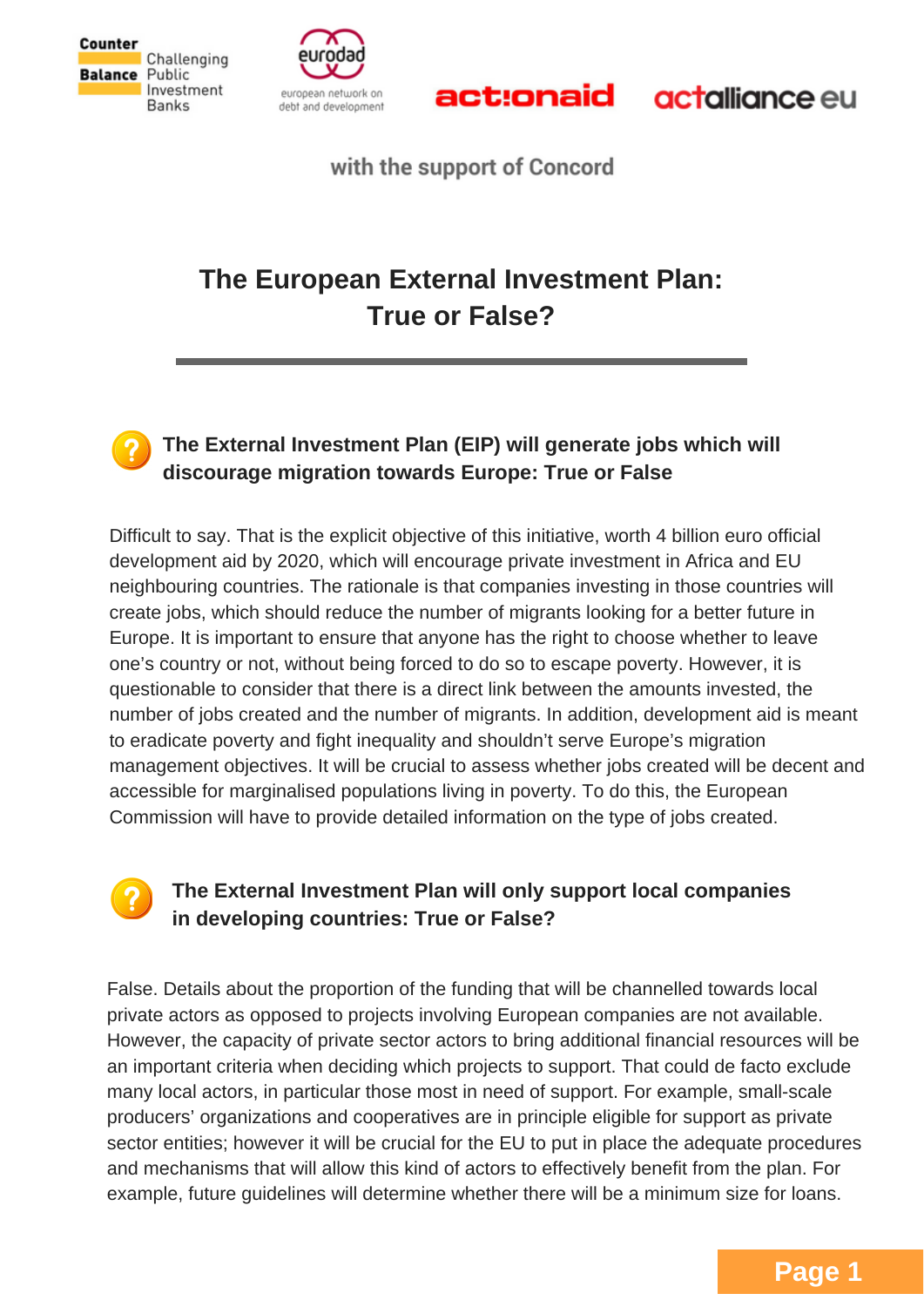Counter Balance Challenging Public Investment Banks

eurodad european network on debt and development

actionaid

actalliance eu

with the support of Concord

# The European External Investment Plan: True or False?

### The External Investment Plan (EIP) will generate jobs which will discourage migration towards Europe: True or False

Difficult to say. That is the explicit objective of this initiative, worth 4 billion euro official development aid by 2020, which will encourage private investment in Africa and EU neighbouring countries. The rationale is that companies investing in those countries will create jobs, which should reduce the number of migrants looking for a better future in Europe. It is important to ensure that anyone has the right to choose whether to leave one's country or not, without being forced to do so to escape poverty. However, it is questionable to consider that there is a direct link between the amounts invested, the number of jobs created and the number of migrants. In addition, development aid is meant to eradicate poverty and fight inequality and shouldn't serve Europe's migration management objectives. It will be crucial to assess whether jobs created will be decent and accessible for marginalised populations living in poverty. To do this, the European Commission will have to provide detailed information on the type of jobs created.

### The External Investment Plan will only support local companies in developing countries: True or False?

False. Details about the proportion of the funding that will be channelled towards local private actors as opposed to projects involving European companies are not available. However, the capacity of private sector actors to bring additional financial resources will be an important criteria when deciding which projects to support. That could de facto exclude many local actors, in particular those most in need of support. For example, small-scale producers' organizations and cooperatives are in principle eligible for support as private sector entities; however it will be crucial for the EU to put in place the adequate procedures and mechanisms that will allow this kind of actors to effectively benefit from the plan. For example, future guidelines will determine whether there will be a minimum size for loans.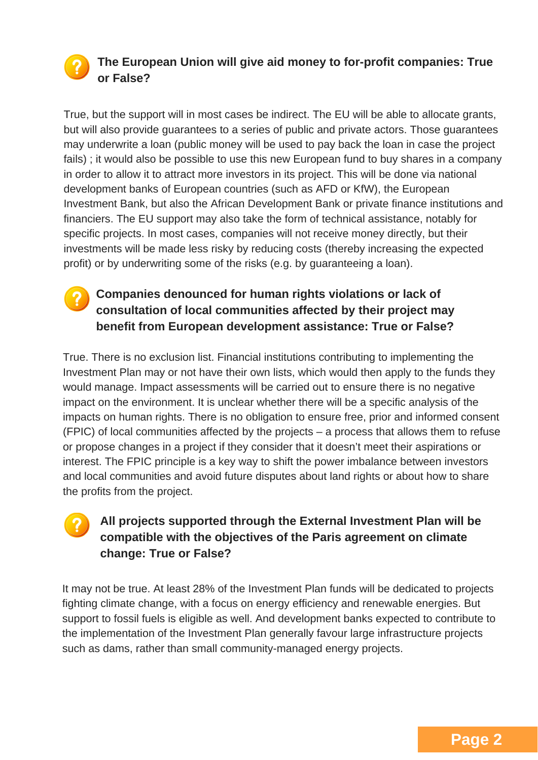### The European Union will give aid money to for-profit companies: True or False?

True, but the support will in most cases be indirect. The EU will be able to allocate grants, but will also provide guarantees to a series of public and private actors. Those guarantees may underwrite a loan (public money will be used to pay back the loan in case the project fails) ; it would also be possible to use this new European fund to buy shares in a company in order to allow it to attract more investors in its project. This will be done via national development banks of European countries (such as AFD or KfW), the European Investment Bank, but also the African Development Bank or private finance institutions and financiers. The EU support may also take the form of technical assistance, notably for specific projects. In most cases, companies will not receive money directly, but their investments will be made less risky by reducing costs (thereby increasing the expected profit) or by underwriting some of the risks (e.g. by guaranteeing a loan).

### Companies denounced for human rights violations or lack of consultation of local communities affected by their project may benefit from European development assistance: True or False?

True. There is no exclusion list. Financial institutions contributing to implementing the Investment Plan may or not have their own lists, which would then apply to the funds they would manage. Impact assessments will be carried out to ensure there is no negative impact on the environment. It is unclear whether there will be a specific analysis of the impacts on human rights. There is no obligation to ensure free, prior and informed consent (FPIC) of local communities affected by the projects – a process that allows them to refuse or propose changes in a project if they consider that it doesn't meet their aspirations or interest. The FPIC principle is a key way to shift the power imbalance between investors and local communities and avoid future disputes about land rights or about how to share the profits from the project.

### All projects supported through the External Investment Plan will be compatible with the objectives of the Paris agreement on climate change: True or False?

It may not be true. At least 28% of the Investment Plan funds will be dedicated to projects fighting climate change, with a focus on energy efficiency and renewable energies. But support to fossil fuels is eligible as well. And development banks expected to contribute to the implementation of the Investment Plan generally favour large infrastructure projects such as dams, rather than small community-managed energy projects.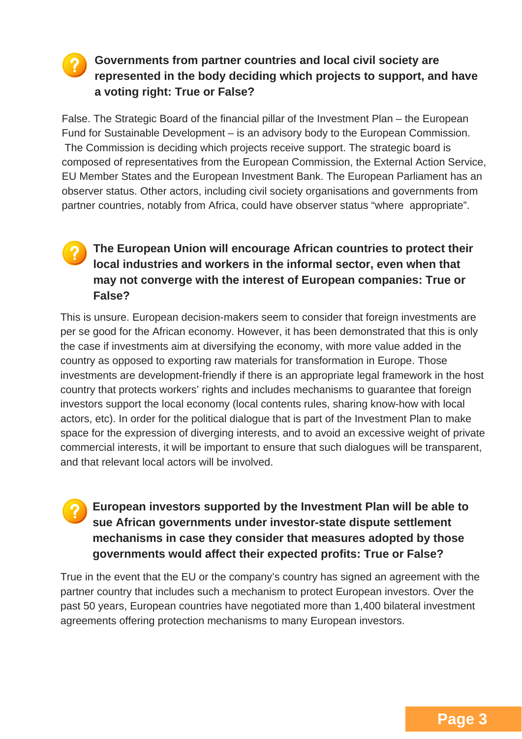### Governments from partner countries and local civil society are represented in the body deciding which projects to support, and have a voting right: True or False?

False. The Strategic Board of the financial pillar of the Investment Plan – the European Fund for Sustainable Development – is an advisory body to the European Commission. The Commission is deciding which projects receive support. The strategic board is composed of representatives from the European Commission, the External Action Service, EU Member States and the European Investment Bank. The European Parliament has an observer status. Other actors, including civil society organisations and governments from partner countries, notably from Africa, could have observer status "where appropriate".

### The European Union will encourage African countries to protect their local industries and workers in the informal sector, even when that may not converge with the interest of European companies: True or False?

This is unsure. European decision-makers seem to consider that foreign investments are per se good for the African economy. However, it has been demonstrated that this is only the case if investments aim at diversifying the economy, with more value added in the country as opposed to exporting raw materials for transformation in Europe. Those investments are development-friendly if there is an appropriate legal framework in the host country that protects workers' rights and includes mechanisms to guarantee that foreign investors support the local economy (local contents rules, sharing know-how with local actors, etc). In order for the political dialogue that is part of the Investment Plan to make space for the expression of diverging interests, and to avoid an excessive weight of private commercial interests, it will be important to ensure that such dialogues will be transparent, and that relevant local actors will be involved.

### European investors supported by the Investment Plan will be able to sue African governments under investor-state dispute settlement mechanisms in case they consider that measures adopted by those governments would affect their expected profits: True or False?

True in the event that the EU or the company's country has signed an agreement with the partner country that includes such a mechanism to protect European investors. Over the past 50 years, European countries have negotiated more than 1,400 bilateral investment agreements offering protection mechanisms to many European investors.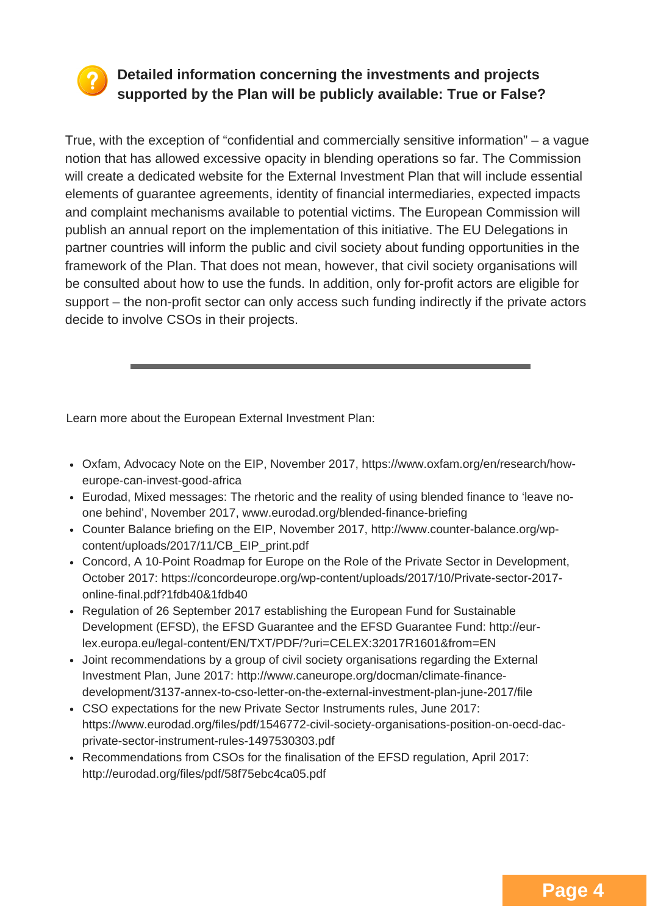### Detailed information concerning the investments and projects supported by the Plan will be publicly available: True or False?

True, with the exception of “confidential and commercially sensitive information” – a vague notion that has allowed excessive opacity in blending operations so far. The Commission will create a dedicated website for the External Investment Plan that will include essential elements of guarantee agreements, identity of financial intermediaries, expected impacts and complaint mechanisms available to potential victims. The European Commission will publish an annual report on the implementation of this initiative. The EU Delegations in partner countries will inform the public and civil society about funding opportunities in the framework of the Plan. That does not mean, however, that civil society organisations will be consulted about how to use the funds. In addition, only for-profit actors are eligible for support – the non-profit sector can only access such funding indirectly if the private actors decide to involve CSOs in their projects.

---

Learn more about the European External Investment Plan:

- Oxfam, Advocacy Note on the EIP, November 2017, https://www.oxfam.org/en/research/how-europe-can-invest-good-africa
- Eurodad, Mixed messages: The rhetoric and the reality of using blended finance to ‘leave no-one behind’, November 2017, www.eurodad.org/blended-finance-briefing
- Counter Balance briefing on the EIP, November 2017, http://www.counter-balance.org/wp-content/uploads/2017/11/CB_EIP_print.pdf
- Concord, A 10-Point Roadmap for Europe on the Role of the Private Sector in Development, October 2017: https://concordeurope.org/wp-content/uploads/2017/10/Private-sector-2017-online-final.pdf?1fdb40&1fdb40
- Regulation of 26 September 2017 establishing the European Fund for Sustainable Development (EFSD), the EFSD Guarantee and the EFSD Guarantee Fund: http://eur-lex.europa.eu/legal-content/EN/TXT/PDF/?uri=CELEX:32017R1601&from=EN
- Joint recommendations by a group of civil society organisations regarding the External Investment Plan, June 2017: http://www.caneurope.org/docman/climate-finance-development/3137-annex-to-cso-letter-on-the-external-investment-plan-june-2017/file
- CSO expectations for the new Private Sector Instruments rules, June 2017: https://www.eurodad.org/files/pdf/1546772-civil-society-organisations-position-on-oecd-dac-private-sector-instrument-rules-1497530303.pdf
- Recommendations from CSOs for the finalisation of the EFSD regulation, April 2017: http://eurodad.org/files/pdf/58f75ebc4ca05.pdf